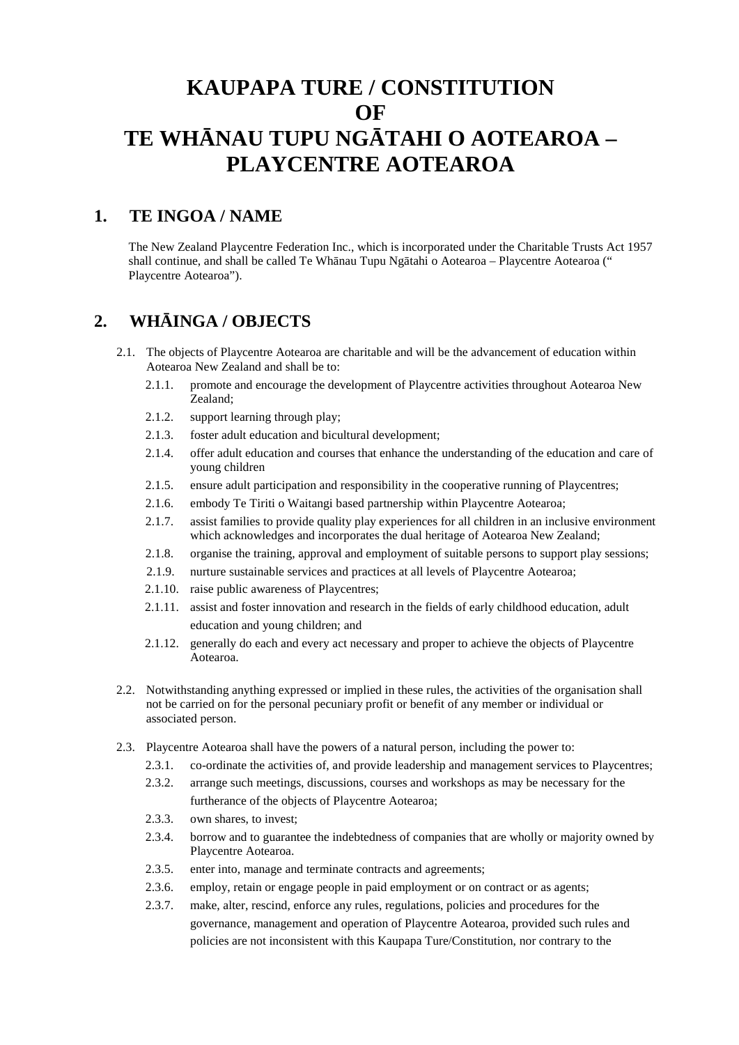# KAUPAPA TURE / CONSTITUTION OF TE WHĀNAU TUPU NGĀTAHI O AOTEAROA – PLAYCENTRE AOTEAROA

## 1. TE INGOA / NAME

The New Zealand Playcentre Federation Inc., which is incorporated under the Charitable Trusts Act 1957 shall continue, and shall be called Te Whānau Tupu Ngātahi o Aotearoa – Playcentre Aotearoa (" Playcentre Aotearoa").

## 2. WHĀINGA / OBJECTS

2.1. The objects of Playcentre Aotearoa are charitable and will be the advancement of education within Aotearoa New Zealand and shall be to:

- 2.1.1. promote and encourage the development of Playcentre activities throughout Aotearoa New Zealand;
- 2.1.2. support learning through play;
- 2.1.3. foster adult education and bicultural development;
- 2.1.4. offer adult education and courses that enhance the understanding of the education and care of young children
- 2.1.5. ensure adult participation and responsibility in the cooperative running of Playcentres;
- 2.1.6. embody Te Tiriti o Waitangi based partnership within Playcentre Aotearoa;
- 2.1.7. assist families to provide quality play experiences for all children in an inclusive environment which acknowledges and incorporates the dual heritage of Aotearoa New Zealand;
- 2.1.8. organise the training, approval and employment of suitable persons to support play sessions;
- 2.1.9. nurture sustainable services and practices at all levels of Playcentre Aotearoa;
- 2.1.10. raise public awareness of Playcentres;
- 2.1.11. assist and foster innovation and research in the fields of early childhood education, adult education and young children; and
- 2.1.12. generally do each and every act necessary and proper to achieve the objects of Playcentre Aotearoa.

2.2. Notwithstanding anything expressed or implied in these rules, the activities of the organisation shall not be carried on for the personal pecuniary profit or benefit of any member or individual or associated person.

2.3. Playcentre Aotearoa shall have the powers of a natural person, including the power to:

- 2.3.1. co-ordinate the activities of, and provide leadership and management services to Playcentres;
- 2.3.2. arrange such meetings, discussions, courses and workshops as may be necessary for the furtherance of the objects of Playcentre Aotearoa;
- 2.3.3. own shares, to invest;
- 2.3.4. borrow and to guarantee the indebtedness of companies that are wholly or majority owned by Playcentre Aotearoa.
- 2.3.5. enter into, manage and terminate contracts and agreements;
- 2.3.6. employ, retain or engage people in paid employment or on contract or as agents;
- 2.3.7. make, alter, rescind, enforce any rules, regulations, policies and procedures for the governance, management and operation of Playcentre Aotearoa, provided such rules and policies are not inconsistent with this Kaupapa Ture/Constitution, nor contrary to the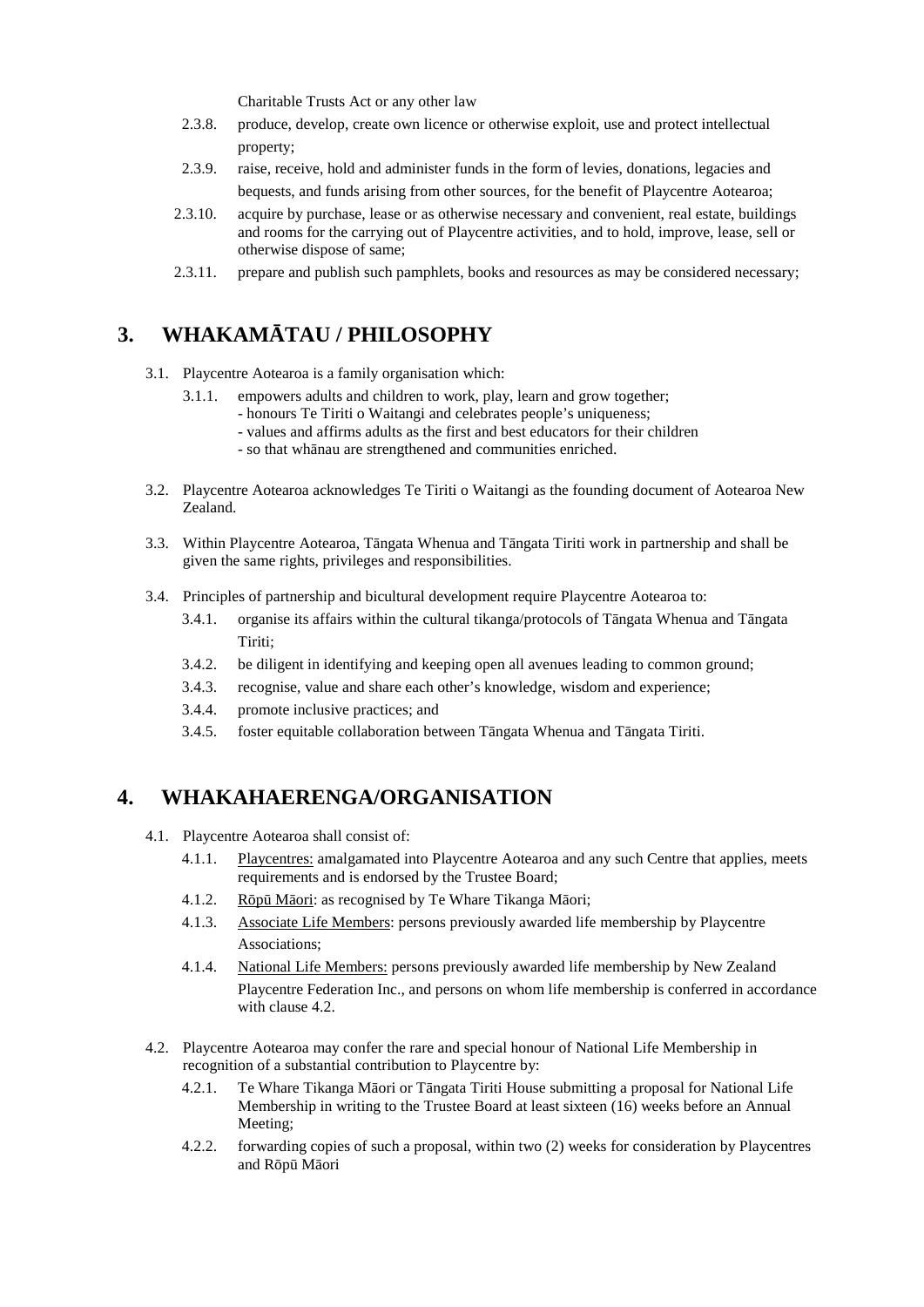Charitable Trusts Act or any other law

2.3.8. produce, develop, create own licence or otherwise exploit, use and protect intellectual property;

2.3.9. raise, receive, hold and administer funds in the form of levies, donations, legacies and bequests, and funds arising from other sources, for the benefit of Playcentre Aotearoa;

2.3.10. acquire by purchase, lease or as otherwise necessary and convenient, real estate, buildings and rooms for the carrying out of Playcentre activities, and to hold, improve, lease, sell or otherwise dispose of same;

2.3.11. prepare and publish such pamphlets, books and resources as may be considered necessary;

## 3. WHAKAMĀTAU / PHILOSOPHY

3.1. Playcentre Aotearoa is a family organisation which:

3.1.1. empowers adults and children to work, play, learn and grow together;
- honours Te Tiriti o Waitangi and celebrates people's uniqueness;
- values and affirms adults as the first and best educators for their children
- so that whānau are strengthened and communities enriched.

3.2. Playcentre Aotearoa acknowledges Te Tiriti o Waitangi as the founding document of Aotearoa New Zealand.

3.3. Within Playcentre Aotearoa, Tāngata Whenua and Tāngata Tiriti work in partnership and shall be given the same rights, privileges and responsibilities.

3.4. Principles of partnership and bicultural development require Playcentre Aotearoa to:

3.4.1. organise its affairs within the cultural tikanga/protocols of Tāngata Whenua and Tāngata Tiriti;

3.4.2. be diligent in identifying and keeping open all avenues leading to common ground;

3.4.3. recognise, value and share each other's knowledge, wisdom and experience;

3.4.4. promote inclusive practices; and

3.4.5. foster equitable collaboration between Tāngata Whenua and Tāngata Tiriti.

## 4. WHAKAHAERENGA/ORGANISATION

4.1. Playcentre Aotearoa shall consist of:

4.1.1. Playcentres: amalgamated into Playcentre Aotearoa and any such Centre that applies, meets requirements and is endorsed by the Trustee Board;

4.1.2. Rōpū Māori: as recognised by Te Whare Tikanga Māori;

4.1.3. Associate Life Members: persons previously awarded life membership by Playcentre Associations;

4.1.4. National Life Members: persons previously awarded life membership by New Zealand Playcentre Federation Inc., and persons on whom life membership is conferred in accordance with clause 4.2.

4.2. Playcentre Aotearoa may confer the rare and special honour of National Life Membership in recognition of a substantial contribution to Playcentre by:

4.2.1. Te Whare Tikanga Māori or Tāngata Tiriti House submitting a proposal for National Life Membership in writing to the Trustee Board at least sixteen (16) weeks before an Annual Meeting;

4.2.2. forwarding copies of such a proposal, within two (2) weeks for consideration by Playcentres and Rōpū Māori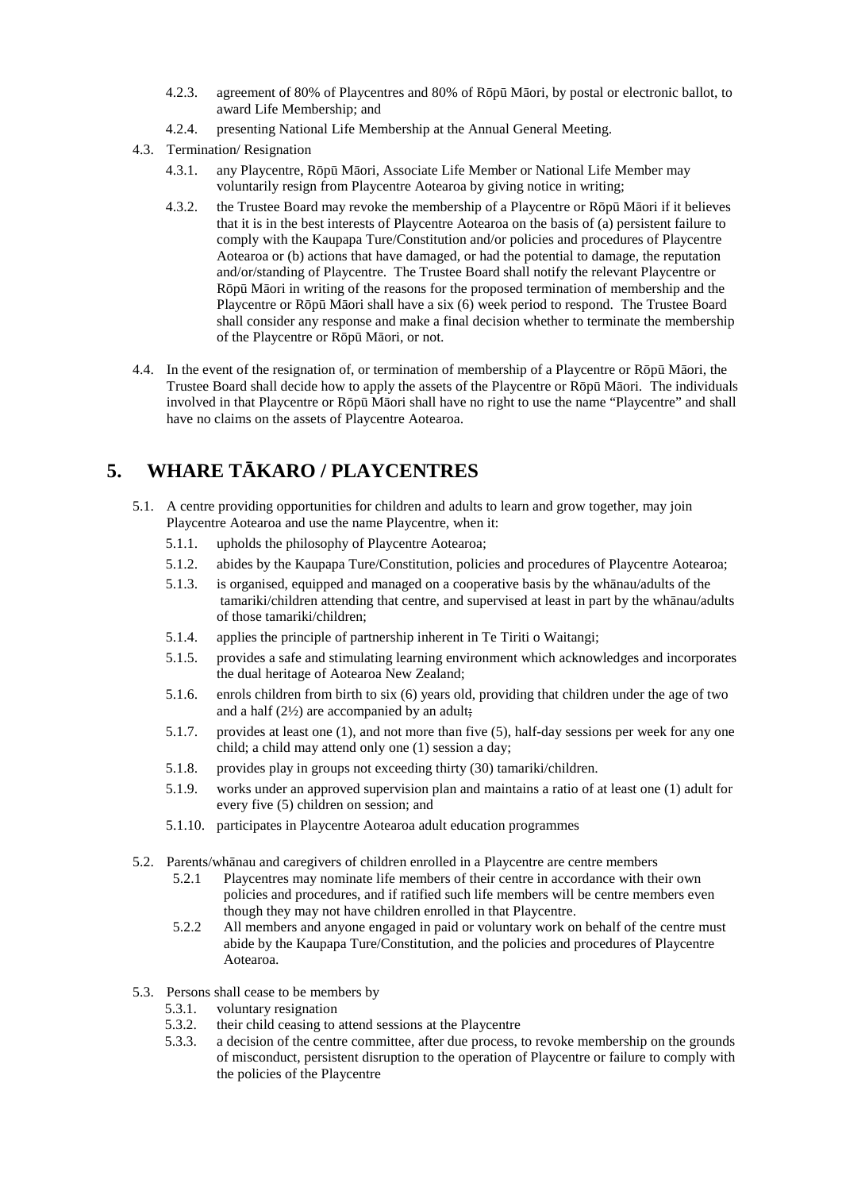4.2.3. agreement of 80% of Playcentres and 80% of Rōpū Māori, by postal or electronic ballot, to award Life Membership; and

4.2.4. presenting National Life Membership at the Annual General Meeting.

4.3. Termination/ Resignation

4.3.1. any Playcentre, Rōpū Māori, Associate Life Member or National Life Member may voluntarily resign from Playcentre Aotearoa by giving notice in writing;

4.3.2. the Trustee Board may revoke the membership of a Playcentre or Rōpū Māori if it believes that it is in the best interests of Playcentre Aotearoa on the basis of (a) persistent failure to comply with the Kaupapa Ture/Constitution and/or policies and procedures of Playcentre Aotearoa or (b) actions that have damaged, or had the potential to damage, the reputation and/or/standing of Playcentre. The Trustee Board shall notify the relevant Playcentre or Rōpū Māori in writing of the reasons for the proposed termination of membership and the Playcentre or Rōpū Māori shall have a six (6) week period to respond. The Trustee Board shall consider any response and make a final decision whether to terminate the membership of the Playcentre or Rōpū Māori, or not.

4.4. In the event of the resignation of, or termination of membership of a Playcentre or Rōpū Māori, the Trustee Board shall decide how to apply the assets of the Playcentre or Rōpū Māori. The individuals involved in that Playcentre or Rōpū Māori shall have no right to use the name "Playcentre" and shall have no claims on the assets of Playcentre Aotearoa.

## 5. WHARE TĀKARO / PLAYCENTRES

5.1. A centre providing opportunities for children and adults to learn and grow together, may join Playcentre Aotearoa and use the name Playcentre, when it:

5.1.1. upholds the philosophy of Playcentre Aotearoa;

5.1.2. abides by the Kaupapa Ture/Constitution, policies and procedures of Playcentre Aotearoa;

5.1.3. is organised, equipped and managed on a cooperative basis by the whānau/adults of the tamariki/children attending that centre, and supervised at least in part by the whānau/adults of those tamariki/children;

5.1.4. applies the principle of partnership inherent in Te Tiriti o Waitangi;

5.1.5. provides a safe and stimulating learning environment which acknowledges and incorporates the dual heritage of Aotearoa New Zealand;

5.1.6. enrols children from birth to six (6) years old, providing that children under the age of two and a half (2½) are accompanied by an adult;

5.1.7. provides at least one (1), and not more than five (5), half-day sessions per week for any one child; a child may attend only one (1) session a day;

5.1.8. provides play in groups not exceeding thirty (30) tamariki/children.

5.1.9. works under an approved supervision plan and maintains a ratio of at least one (1) adult for every five (5) children on session; and

5.1.10. participates in Playcentre Aotearoa adult education programmes

5.2. Parents/whānau and caregivers of children enrolled in a Playcentre are centre members

5.2.1 Playcentres may nominate life members of their centre in accordance with their own policies and procedures, and if ratified such life members will be centre members even though they may not have children enrolled in that Playcentre.

5.2.2 All members and anyone engaged in paid or voluntary work on behalf of the centre must abide by the Kaupapa Ture/Constitution, and the policies and procedures of Playcentre Aotearoa.

5.3. Persons shall cease to be members by

5.3.1. voluntary resignation

5.3.2. their child ceasing to attend sessions at the Playcentre

5.3.3. a decision of the centre committee, after due process, to revoke membership on the grounds of misconduct, persistent disruption to the operation of Playcentre or failure to comply with the policies of the Playcentre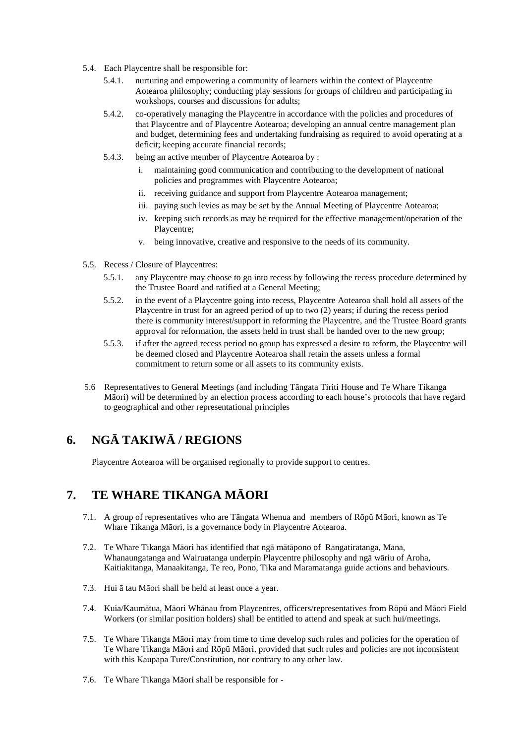5.4. Each Playcentre shall be responsible for:

5.4.1. nurturing and empowering a community of learners within the context of Playcentre Aotearoa philosophy; conducting play sessions for groups of children and participating in workshops, courses and discussions for adults;

5.4.2. co-operatively managing the Playcentre in accordance with the policies and procedures of that Playcentre and of Playcentre Aotearoa; developing an annual centre management plan and budget, determining fees and undertaking fundraising as required to avoid operating at a deficit; keeping accurate financial records;

5.4.3. being an active member of Playcentre Aotearoa by :

i. maintaining good communication and contributing to the development of national policies and programmes with Playcentre Aotearoa;

ii. receiving guidance and support from Playcentre Aotearoa management;

iii. paying such levies as may be set by the Annual Meeting of Playcentre Aotearoa;

iv. keeping such records as may be required for the effective management/operation of the Playcentre;

v. being innovative, creative and responsive to the needs of its community.

5.5. Recess / Closure of Playcentres:

5.5.1. any Playcentre may choose to go into recess by following the recess procedure determined by the Trustee Board and ratified at a General Meeting;

5.5.2. in the event of a Playcentre going into recess, Playcentre Aotearoa shall hold all assets of the Playcentre in trust for an agreed period of up to two (2) years; if during the recess period there is community interest/support in reforming the Playcentre, and the Trustee Board grants approval for reformation, the assets held in trust shall be handed over to the new group;

5.5.3. if after the agreed recess period no group has expressed a desire to reform, the Playcentre will be deemed closed and Playcentre Aotearoa shall retain the assets unless a formal commitment to return some or all assets to its community exists.

5.6 Representatives to General Meetings (and including Tāngata Tiriti House and Te Whare Tikanga Māori) will be determined by an election process according to each house's protocols that have regard to geographical and other representational principles

## 6. NGĀ TAKIWĀ / REGIONS

Playcentre Aotearoa will be organised regionally to provide support to centres.

## 7. TE WHARE TIKANGA MĀORI

7.1. A group of representatives who are Tāngata Whenua and members of Rōpū Māori, known as Te Whare Tikanga Māori, is a governance body in Playcentre Aotearoa.

7.2. Te Whare Tikanga Māori has identified that ngā mātāpono of Rangatiratanga, Mana, Whanaungatanga and Wairuatanga underpin Playcentre philosophy and ngā wāriu of Aroha, Kaitiakitanga, Manaakitanga, Te reo, Pono, Tika and Maramatanga guide actions and behaviours.

7.3. Hui ā tau Māori shall be held at least once a year.

7.4. Kuia/Kaumātua, Māori Whānau from Playcentres, officers/representatives from Rōpū and Māori Field Workers (or similar position holders) shall be entitled to attend and speak at such hui/meetings.

7.5. Te Whare Tikanga Māori may from time to time develop such rules and policies for the operation of Te Whare Tikanga Māori and Rōpū Māori, provided that such rules and policies are not inconsistent with this Kaupapa Ture/Constitution, nor contrary to any other law.

7.6. Te Whare Tikanga Māori shall be responsible for -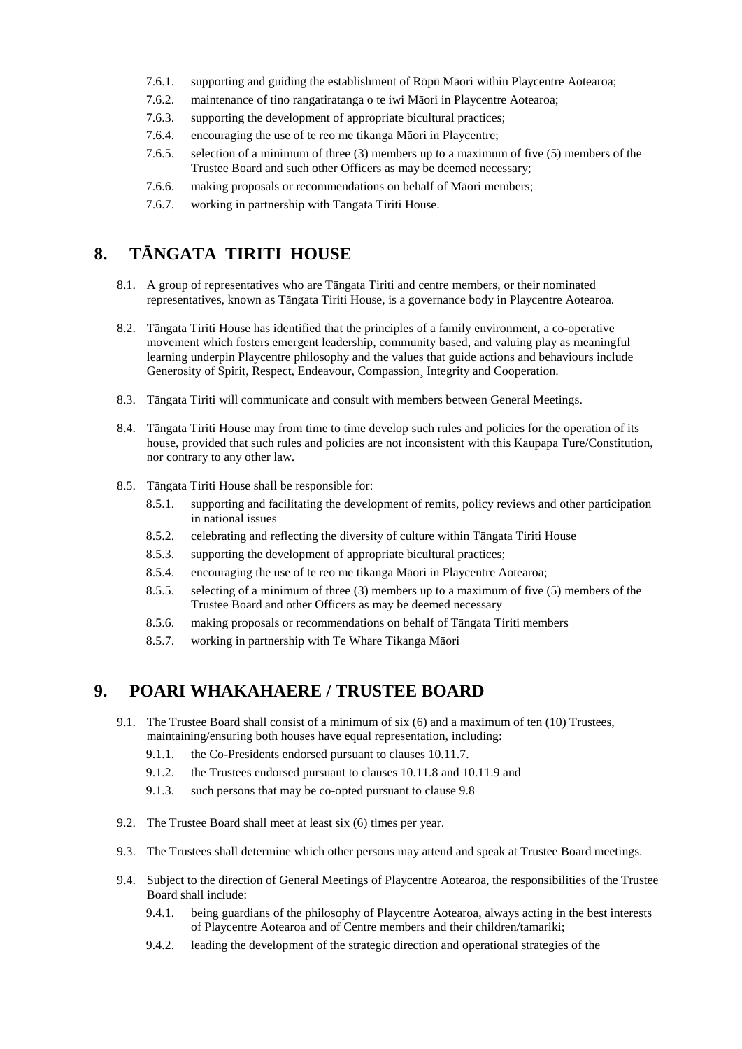- 7.6.1. supporting and guiding the establishment of Rōpū Māori within Playcentre Aotearoa;
- 7.6.2. maintenance of tino rangatiratanga o te iwi Māori in Playcentre Aotearoa;
- 7.6.3. supporting the development of appropriate bicultural practices;
- 7.6.4. encouraging the use of te reo me tikanga Māori in Playcentre;
- 7.6.5. selection of a minimum of three (3) members up to a maximum of five (5) members of the Trustee Board and such other Officers as may be deemed necessary;
- 7.6.6. making proposals or recommendations on behalf of Māori members;
- 7.6.7. working in partnership with Tāngata Tiriti House.

## 8. TĀNGATA TIRITI HOUSE

8.1. A group of representatives who are Tāngata Tiriti and centre members, or their nominated representatives, known as Tāngata Tiriti House, is a governance body in Playcentre Aotearoa.

8.2. Tāngata Tiriti House has identified that the principles of a family environment, a co-operative movement which fosters emergent leadership, community based, and valuing play as meaningful learning underpin Playcentre philosophy and the values that guide actions and behaviours include Generosity of Spirit, Respect, Endeavour, Compassion¸ Integrity and Cooperation.

8.3. Tāngata Tiriti will communicate and consult with members between General Meetings.

8.4. Tāngata Tiriti House may from time to time develop such rules and policies for the operation of its house, provided that such rules and policies are not inconsistent with this Kaupapa Ture/Constitution, nor contrary to any other law.

8.5. Tāngata Tiriti House shall be responsible for:

- 8.5.1. supporting and facilitating the development of remits, policy reviews and other participation in national issues
- 8.5.2. celebrating and reflecting the diversity of culture within Tāngata Tiriti House
- 8.5.3. supporting the development of appropriate bicultural practices;
- 8.5.4. encouraging the use of te reo me tikanga Māori in Playcentre Aotearoa;
- 8.5.5. selecting of a minimum of three (3) members up to a maximum of five (5) members of the Trustee Board and other Officers as may be deemed necessary
- 8.5.6. making proposals or recommendations on behalf of Tāngata Tiriti members
- 8.5.7. working in partnership with Te Whare Tikanga Māori

## 9. POARI WHAKAHAERE / TRUSTEE BOARD

9.1. The Trustee Board shall consist of a minimum of six (6) and a maximum of ten (10) Trustees, maintaining/ensuring both houses have equal representation, including:

- 9.1.1. the Co-Presidents endorsed pursuant to clauses 10.11.7.
- 9.1.2. the Trustees endorsed pursuant to clauses 10.11.8 and 10.11.9 and
- 9.1.3. such persons that may be co-opted pursuant to clause 9.8

9.2. The Trustee Board shall meet at least six (6) times per year.

9.3. The Trustees shall determine which other persons may attend and speak at Trustee Board meetings.

9.4. Subject to the direction of General Meetings of Playcentre Aotearoa, the responsibilities of the Trustee Board shall include:

- 9.4.1. being guardians of the philosophy of Playcentre Aotearoa, always acting in the best interests of Playcentre Aotearoa and of Centre members and their children/tamariki;
- 9.4.2. leading the development of the strategic direction and operational strategies of the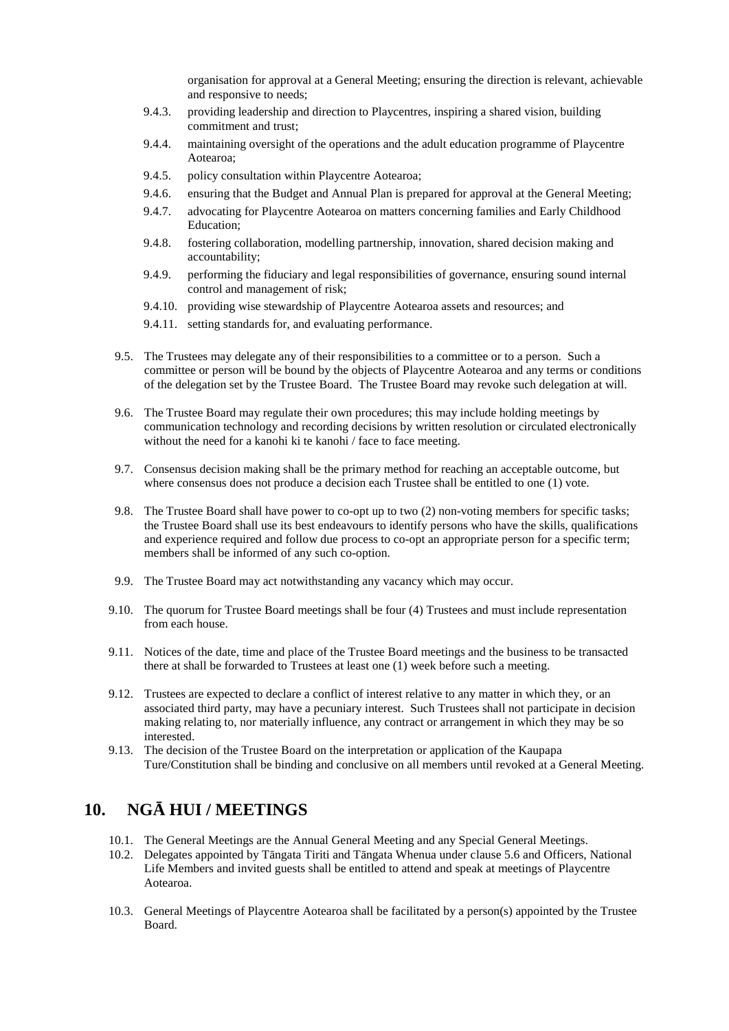organisation for approval at a General Meeting; ensuring the direction is relevant, achievable and responsive to needs;

9.4.3. providing leadership and direction to Playcentres, inspiring a shared vision, building commitment and trust;

9.4.4. maintaining oversight of the operations and the adult education programme of Playcentre Aotearoa;

9.4.5. policy consultation within Playcentre Aotearoa;

9.4.6. ensuring that the Budget and Annual Plan is prepared for approval at the General Meeting;

9.4.7. advocating for Playcentre Aotearoa on matters concerning families and Early Childhood Education;

9.4.8. fostering collaboration, modelling partnership, innovation, shared decision making and accountability;

9.4.9. performing the fiduciary and legal responsibilities of governance, ensuring sound internal control and management of risk;

9.4.10. providing wise stewardship of Playcentre Aotearoa assets and resources; and

9.4.11. setting standards for, and evaluating performance.

9.5. The Trustees may delegate any of their responsibilities to a committee or to a person. Such a committee or person will be bound by the objects of Playcentre Aotearoa and any terms or conditions of the delegation set by the Trustee Board. The Trustee Board may revoke such delegation at will.

9.6. The Trustee Board may regulate their own procedures; this may include holding meetings by communication technology and recording decisions by written resolution or circulated electronically without the need for a kanohi ki te kanohi / face to face meeting.

9.7. Consensus decision making shall be the primary method for reaching an acceptable outcome, but where consensus does not produce a decision each Trustee shall be entitled to one (1) vote.

9.8. The Trustee Board shall have power to co-opt up to two (2) non-voting members for specific tasks; the Trustee Board shall use its best endeavours to identify persons who have the skills, qualifications and experience required and follow due process to co-opt an appropriate person for a specific term; members shall be informed of any such co-option.

9.9. The Trustee Board may act notwithstanding any vacancy which may occur.

9.10. The quorum for Trustee Board meetings shall be four (4) Trustees and must include representation from each house.

9.11. Notices of the date, time and place of the Trustee Board meetings and the business to be transacted there at shall be forwarded to Trustees at least one (1) week before such a meeting.

9.12. Trustees are expected to declare a conflict of interest relative to any matter in which they, or an associated third party, may have a pecuniary interest. Such Trustees shall not participate in decision making relating to, nor materially influence, any contract or arrangement in which they may be so interested.

9.13. The decision of the Trustee Board on the interpretation or application of the Kaupapa Ture/Constitution shall be binding and conclusive on all members until revoked at a General Meeting.

## 10. NGĀ HUI / MEETINGS

10.1. The General Meetings are the Annual General Meeting and any Special General Meetings.

10.2. Delegates appointed by Tāngata Tiriti and Tāngata Whenua under clause 5.6 and Officers, National Life Members and invited guests shall be entitled to attend and speak at meetings of Playcentre Aotearoa.

10.3. General Meetings of Playcentre Aotearoa shall be facilitated by a person(s) appointed by the Trustee Board.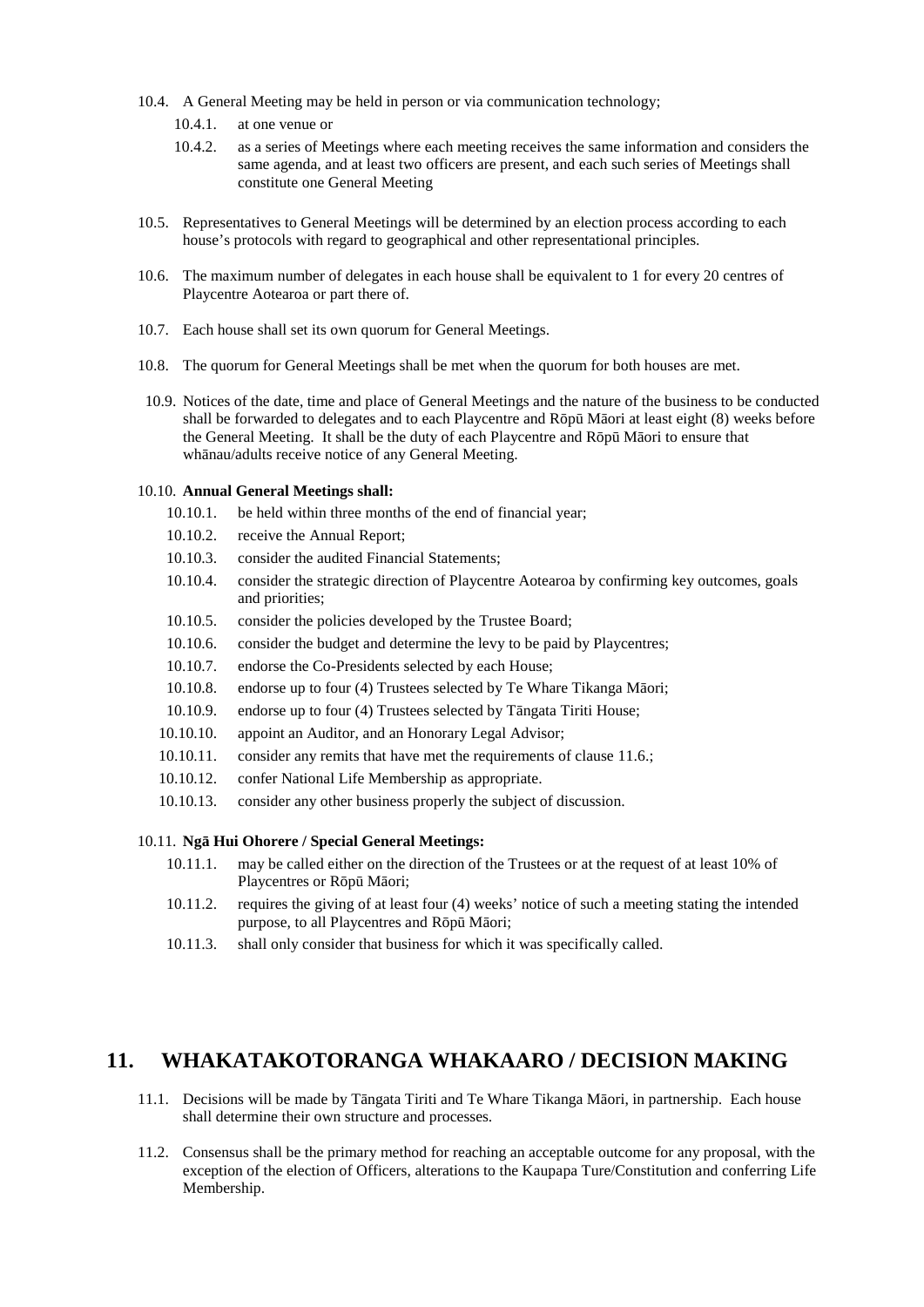10.4. A General Meeting may be held in person or via communication technology;

  10.4.1. at one venue or

  10.4.2. as a series of Meetings where each meeting receives the same information and considers the same agenda, and at least two officers are present, and each such series of Meetings shall constitute one General Meeting

10.5. Representatives to General Meetings will be determined by an election process according to each house's protocols with regard to geographical and other representational principles.

10.6. The maximum number of delegates in each house shall be equivalent to 1 for every 20 centres of Playcentre Aotearoa or part there of.

10.7. Each house shall set its own quorum for General Meetings.

10.8. The quorum for General Meetings shall be met when the quorum for both houses are met.

10.9. Notices of the date, time and place of General Meetings and the nature of the business to be conducted shall be forwarded to delegates and to each Playcentre and Rōpū Māori at least eight (8) weeks before the General Meeting. It shall be the duty of each Playcentre and Rōpū Māori to ensure that whānau/adults receive notice of any General Meeting.

10.10. **Annual General Meetings shall:**

  10.10.1. be held within three months of the end of financial year;

  10.10.2. receive the Annual Report;

  10.10.3. consider the audited Financial Statements;

  10.10.4. consider the strategic direction of Playcentre Aotearoa by confirming key outcomes, goals and priorities;

  10.10.5. consider the policies developed by the Trustee Board;

  10.10.6. consider the budget and determine the levy to be paid by Playcentres;

  10.10.7. endorse the Co-Presidents selected by each House;

  10.10.8. endorse up to four (4) Trustees selected by Te Whare Tikanga Māori;

  10.10.9. endorse up to four (4) Trustees selected by Tāngata Tiriti House;

  10.10.10. appoint an Auditor, and an Honorary Legal Advisor;

  10.10.11. consider any remits that have met the requirements of clause 11.6.;

  10.10.12. confer National Life Membership as appropriate.

  10.10.13. consider any other business properly the subject of discussion.

10.11. **Ngā Hui Ohorere / Special General Meetings:**

  10.11.1. may be called either on the direction of the Trustees or at the request of at least 10% of Playcentres or Rōpū Māori;

  10.11.2. requires the giving of at least four (4) weeks' notice of such a meeting stating the intended purpose, to all Playcentres and Rōpū Māori;

  10.11.3. shall only consider that business for which it was specifically called.

## 11. WHAKATAKOTORANGA WHAKAARO / DECISION MAKING

11.1. Decisions will be made by Tāngata Tiriti and Te Whare Tikanga Māori, in partnership. Each house shall determine their own structure and processes.

11.2. Consensus shall be the primary method for reaching an acceptable outcome for any proposal, with the exception of the election of Officers, alterations to the Kaupapa Ture/Constitution and conferring Life Membership.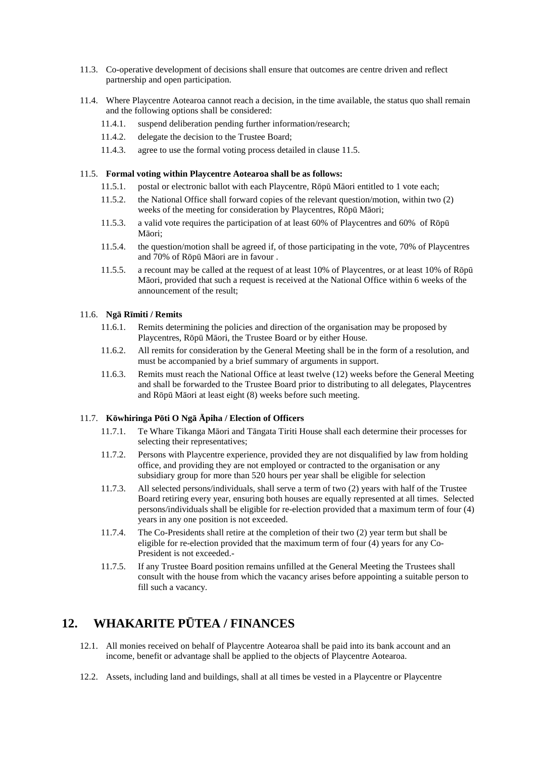11.3. Co-operative development of decisions shall ensure that outcomes are centre driven and reflect partnership and open participation.

11.4. Where Playcentre Aotearoa cannot reach a decision, in the time available, the status quo shall remain and the following options shall be considered:

- 11.4.1. suspend deliberation pending further information/research;
- 11.4.2. delegate the decision to the Trustee Board;
- 11.4.3. agree to use the formal voting process detailed in clause 11.5.

11.5. **Formal voting within Playcentre Aotearoa shall be as follows:**

- 11.5.1. postal or electronic ballot with each Playcentre, Rōpū Māori entitled to 1 vote each;
- 11.5.2. the National Office shall forward copies of the relevant question/motion, within two (2) weeks of the meeting for consideration by Playcentres, Rōpū Māori;
- 11.5.3. a valid vote requires the participation of at least 60% of Playcentres and 60% of Rōpū Māori;
- 11.5.4. the question/motion shall be agreed if, of those participating in the vote, 70% of Playcentres and 70% of Rōpū Māori are in favour .
- 11.5.5. a recount may be called at the request of at least 10% of Playcentres, or at least 10% of Rōpū Māori, provided that such a request is received at the National Office within 6 weeks of the announcement of the result;

11.6. **Ngā Rīmiti / Remits**

- 11.6.1. Remits determining the policies and direction of the organisation may be proposed by Playcentres, Rōpū Māori, the Trustee Board or by either House.
- 11.6.2. All remits for consideration by the General Meeting shall be in the form of a resolution, and must be accompanied by a brief summary of arguments in support.
- 11.6.3. Remits must reach the National Office at least twelve (12) weeks before the General Meeting and shall be forwarded to the Trustee Board prior to distributing to all delegates, Playcentres and Rōpū Māori at least eight (8) weeks before such meeting.

11.7. **Kōwhiringa Pōti O Ngā Āpiha / Election of Officers**

- 11.7.1. Te Whare Tikanga Māori and Tāngata Tiriti House shall each determine their processes for selecting their representatives;
- 11.7.2. Persons with Playcentre experience, provided they are not disqualified by law from holding office, and providing they are not employed or contracted to the organisation or any subsidiary group for more than 520 hours per year shall be eligible for selection
- 11.7.3. All selected persons/individuals, shall serve a term of two (2) years with half of the Trustee Board retiring every year, ensuring both houses are equally represented at all times. Selected persons/individuals shall be eligible for re-election provided that a maximum term of four (4) years in any one position is not exceeded.
- 11.7.4. The Co-Presidents shall retire at the completion of their two (2) year term but shall be eligible for re-election provided that the maximum term of four (4) years for any Co-President is not exceeded.-
- 11.7.5. If any Trustee Board position remains unfilled at the General Meeting the Trustees shall consult with the house from which the vacancy arises before appointing a suitable person to fill such a vacancy.

## 12. WHAKARITE PŪTEA / FINANCES

12.1. All monies received on behalf of Playcentre Aotearoa shall be paid into its bank account and an income, benefit or advantage shall be applied to the objects of Playcentre Aotearoa.

12.2. Assets, including land and buildings, shall at all times be vested in a Playcentre or Playcentre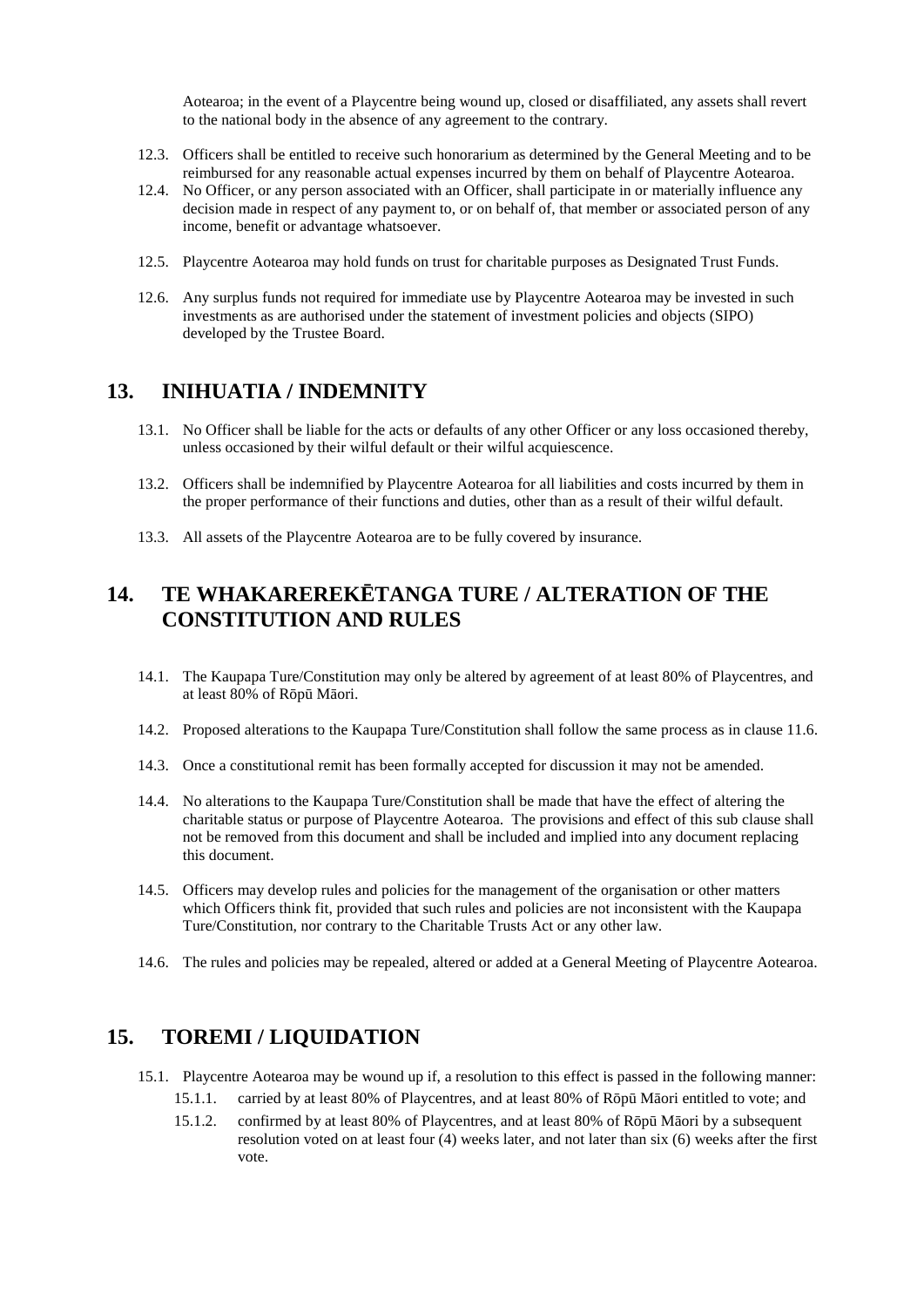Aotearoa; in the event of a Playcentre being wound up, closed or disaffiliated, any assets shall revert to the national body in the absence of any agreement to the contrary.

12.3. Officers shall be entitled to receive such honorarium as determined by the General Meeting and to be reimbursed for any reasonable actual expenses incurred by them on behalf of Playcentre Aotearoa.

12.4. No Officer, or any person associated with an Officer, shall participate in or materially influence any decision made in respect of any payment to, or on behalf of, that member or associated person of any income, benefit or advantage whatsoever.

12.5. Playcentre Aotearoa may hold funds on trust for charitable purposes as Designated Trust Funds.

12.6. Any surplus funds not required for immediate use by Playcentre Aotearoa may be invested in such investments as are authorised under the statement of investment policies and objects (SIPO) developed by the Trustee Board.

## 13. INIHUATIA / INDEMNITY

13.1. No Officer shall be liable for the acts or defaults of any other Officer or any loss occasioned thereby, unless occasioned by their wilful default or their wilful acquiescence.

13.2. Officers shall be indemnified by Playcentre Aotearoa for all liabilities and costs incurred by them in the proper performance of their functions and duties, other than as a result of their wilful default.

13.3. All assets of the Playcentre Aotearoa are to be fully covered by insurance.

## 14. TE WHAKAREREKĒTANGA TURE / ALTERATION OF THE CONSTITUTION AND RULES

14.1. The Kaupapa Ture/Constitution may only be altered by agreement of at least 80% of Playcentres, and at least 80% of Rōpū Māori.

14.2. Proposed alterations to the Kaupapa Ture/Constitution shall follow the same process as in clause 11.6.

14.3. Once a constitutional remit has been formally accepted for discussion it may not be amended.

14.4. No alterations to the Kaupapa Ture/Constitution shall be made that have the effect of altering the charitable status or purpose of Playcentre Aotearoa. The provisions and effect of this sub clause shall not be removed from this document and shall be included and implied into any document replacing this document.

14.5. Officers may develop rules and policies for the management of the organisation or other matters which Officers think fit, provided that such rules and policies are not inconsistent with the Kaupapa Ture/Constitution, nor contrary to the Charitable Trusts Act or any other law.

14.6. The rules and policies may be repealed, altered or added at a General Meeting of Playcentre Aotearoa.

## 15. TOREMI / LIQUIDATION

15.1. Playcentre Aotearoa may be wound up if, a resolution to this effect is passed in the following manner:

15.1.1. carried by at least 80% of Playcentres, and at least 80% of Rōpū Māori entitled to vote; and

15.1.2. confirmed by at least 80% of Playcentres, and at least 80% of Rōpū Māori by a subsequent resolution voted on at least four (4) weeks later, and not later than six (6) weeks after the first vote.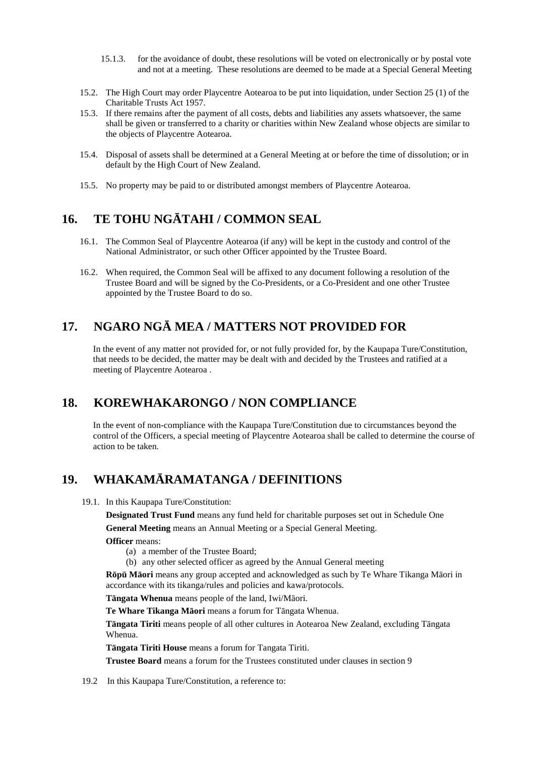15.1.3. for the avoidance of doubt, these resolutions will be voted on electronically or by postal vote and not at a meeting. These resolutions are deemed to be made at a Special General Meeting

15.2. The High Court may order Playcentre Aotearoa to be put into liquidation, under Section 25 (1) of the Charitable Trusts Act 1957.

15.3. If there remains after the payment of all costs, debts and liabilities any assets whatsoever, the same shall be given or transferred to a charity or charities within New Zealand whose objects are similar to the objects of Playcentre Aotearoa.

15.4. Disposal of assets shall be determined at a General Meeting at or before the time of dissolution; or in default by the High Court of New Zealand.

15.5. No property may be paid to or distributed amongst members of Playcentre Aotearoa.

## 16. TE TOHU NGĀTAHI / COMMON SEAL

16.1. The Common Seal of Playcentre Aotearoa (if any) will be kept in the custody and control of the National Administrator, or such other Officer appointed by the Trustee Board.

16.2. When required, the Common Seal will be affixed to any document following a resolution of the Trustee Board and will be signed by the Co-Presidents, or a Co-President and one other Trustee appointed by the Trustee Board to do so.

## 17. NGARO NGĀ MEA / MATTERS NOT PROVIDED FOR

In the event of any matter not provided for, or not fully provided for, by the Kaupapa Ture/Constitution, that needs to be decided, the matter may be dealt with and decided by the Trustees and ratified at a meeting of Playcentre Aotearoa .

## 18. KOREWHAKARONGO / NON COMPLIANCE

In the event of non-compliance with the Kaupapa Ture/Constitution due to circumstances beyond the control of the Officers, a special meeting of Playcentre Aotearoa shall be called to determine the course of action to be taken.

## 19. WHAKAMĀRAMATANGA / DEFINITIONS

19.1. In this Kaupapa Ture/Constitution:

**Designated Trust Fund** means any fund held for charitable purposes set out in Schedule One

**General Meeting** means an Annual Meeting or a Special General Meeting.

**Officer** means:

(a) a member of the Trustee Board;
(b) any other selected officer as agreed by the Annual General meeting

**Rōpū Māori** means any group accepted and acknowledged as such by Te Whare Tikanga Māori in accordance with its tikanga/rules and policies and kawa/protocols.

**Tāngata Whenua** means people of the land, Iwi/Māori.

**Te Whare Tikanga Māori** means a forum for Tāngata Whenua.

**Tāngata Tiriti** means people of all other cultures in Aotearoa New Zealand, excluding Tāngata Whenua.

**Tāngata Tiriti House** means a forum for Tangata Tiriti.

**Trustee Board** means a forum for the Trustees constituted under clauses in section 9

19.2 In this Kaupapa Ture/Constitution, a reference to: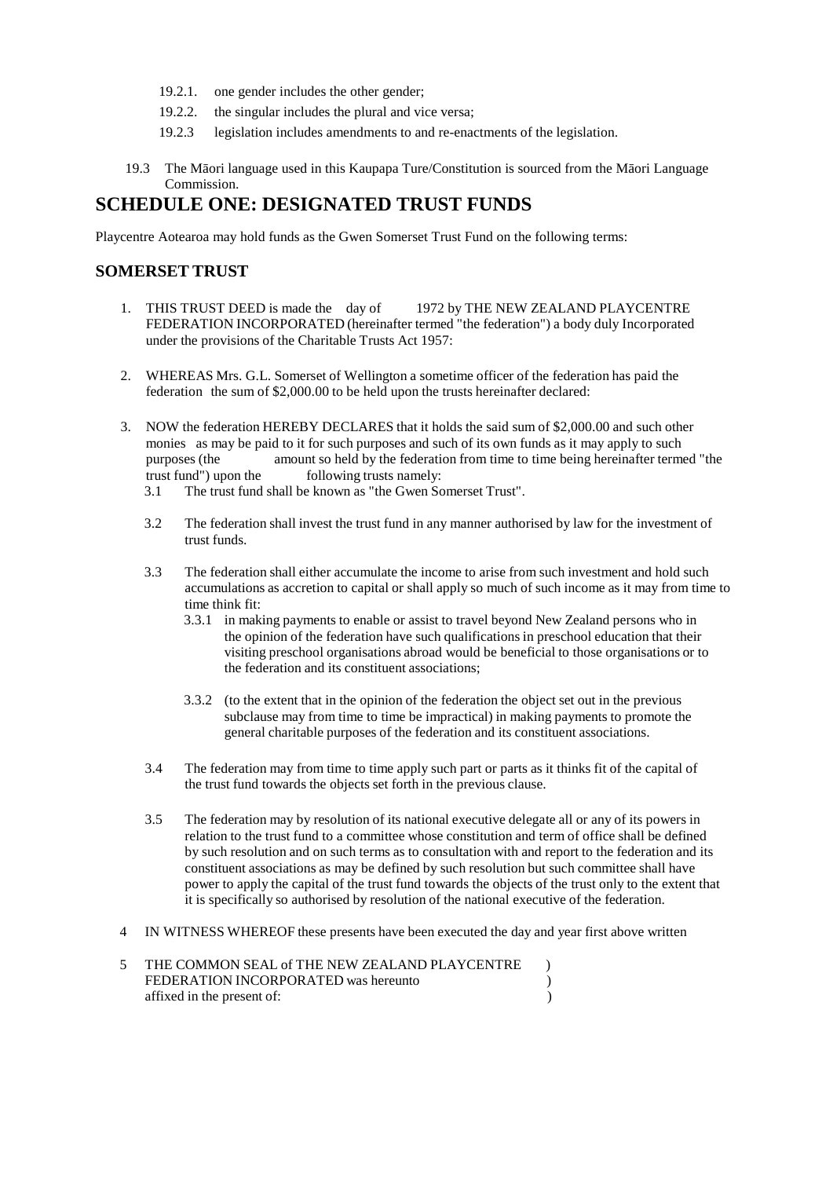19.2.1. one gender includes the other gender;

19.2.2. the singular includes the plural and vice versa;

19.2.3 legislation includes amendments to and re-enactments of the legislation.

19.3 The Māori language used in this Kaupapa Ture/Constitution is sourced from the Māori Language Commission.

# SCHEDULE ONE: DESIGNATED TRUST FUNDS

Playcentre Aotearoa may hold funds as the Gwen Somerset Trust Fund on the following terms:

## SOMERSET TRUST

1. THIS TRUST DEED is made the day of 1972 by THE NEW ZEALAND PLAYCENTRE FEDERATION INCORPORATED (hereinafter termed "the federation") a body duly Incorporated under the provisions of the Charitable Trusts Act 1957:

2. WHEREAS Mrs. G.L. Somerset of Wellington a sometime officer of the federation has paid the federation the sum of $2,000.00 to be held upon the trusts hereinafter declared:

3. NOW the federation HEREBY DECLARES that it holds the said sum of $2,000.00 and such other monies as may be paid to it for such purposes and such of its own funds as it may apply to such purposes (the amount so held by the federation from time to time being hereinafter termed "the trust fund") upon the following trusts namely:

   3.1 The trust fund shall be known as "the Gwen Somerset Trust".

   3.2 The federation shall invest the trust fund in any manner authorised by law for the investment of trust funds.

   3.3 The federation shall either accumulate the income to arise from such investment and hold such accumulations as accretion to capital or shall apply so much of such income as it may from time to time think fit:

      3.3.1 in making payments to enable or assist to travel beyond New Zealand persons who in the opinion of the federation have such qualifications in preschool education that their visiting preschool organisations abroad would be beneficial to those organisations or to the federation and its constituent associations;

      3.3.2 (to the extent that in the opinion of the federation the object set out in the previous subclause may from time to time be impractical) in making payments to promote the general charitable purposes of the federation and its constituent associations.

   3.4 The federation may from time to time apply such part or parts as it thinks fit of the capital of the trust fund towards the objects set forth in the previous clause.

   3.5 The federation may by resolution of its national executive delegate all or any of its powers in relation to the trust fund to a committee whose constitution and term of office shall be defined by such resolution and on such terms as to consultation with and report to the federation and its constituent associations as may be defined by such resolution but such committee shall have power to apply the capital of the trust fund towards the objects of the trust only to the extent that it is specifically so authorised by resolution of the national executive of the federation.

4 IN WITNESS WHEREOF these presents have been executed the day and year first above written

5 THE COMMON SEAL of THE NEW ZEALAND PLAYCENTRE )
FEDERATION INCORPORATED was hereunto )
affixed in the present of: )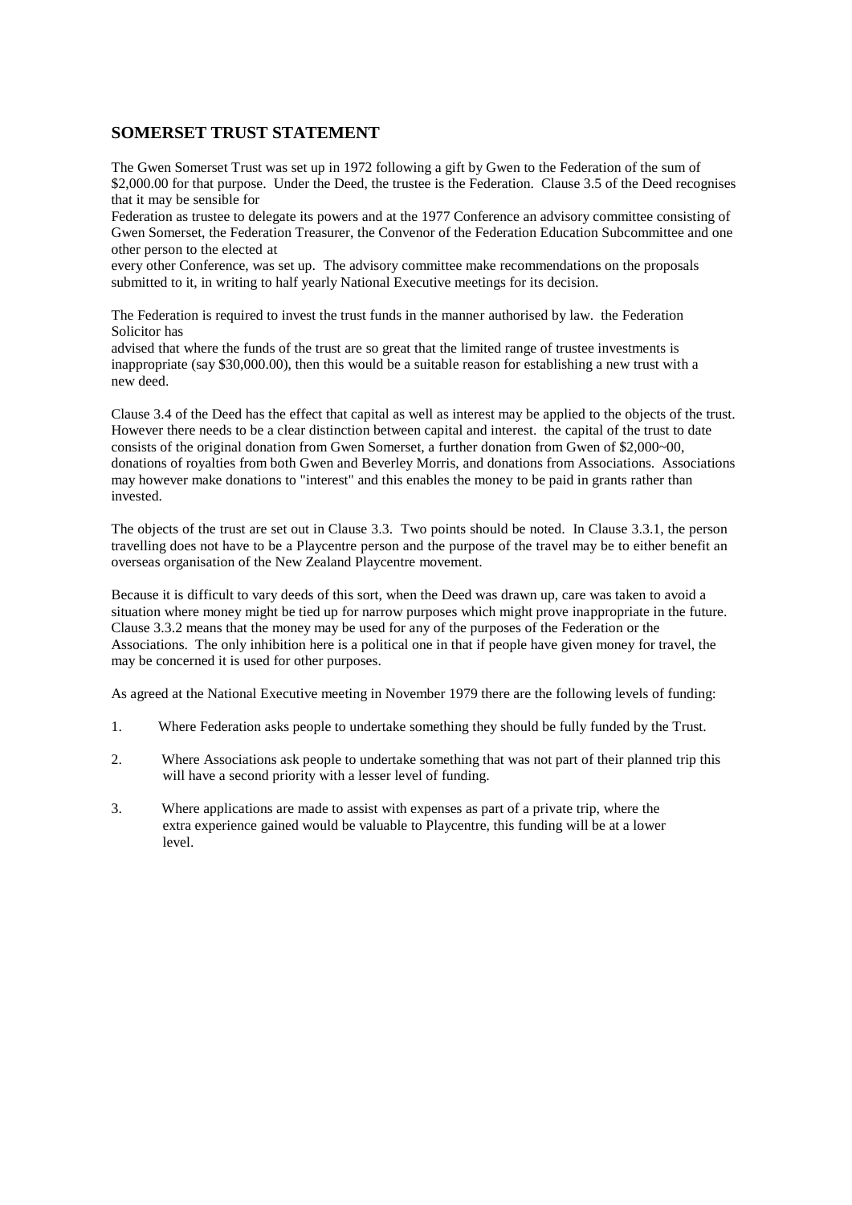## SOMERSET TRUST STATEMENT

The Gwen Somerset Trust was set up in 1972 following a gift by Gwen to the Federation of the sum of $2,000.00 for that purpose. Under the Deed, the trustee is the Federation. Clause 3.5 of the Deed recognises that it may be sensible for Federation as trustee to delegate its powers and at the 1977 Conference an advisory committee consisting of Gwen Somerset, the Federation Treasurer, the Convenor of the Federation Education Subcommittee and one other person to the elected at every other Conference, was set up. The advisory committee make recommendations on the proposals submitted to it, in writing to half yearly National Executive meetings for its decision.

The Federation is required to invest the trust funds in the manner authorised by law. the Federation Solicitor has advised that where the funds of the trust are so great that the limited range of trustee investments is inappropriate (say $30,000.00), then this would be a suitable reason for establishing a new trust with a new deed.

Clause 3.4 of the Deed has the effect that capital as well as interest may be applied to the objects of the trust. However there needs to be a clear distinction between capital and interest. the capital of the trust to date consists of the original donation from Gwen Somerset, a further donation from Gwen of $2,000~00, donations of royalties from both Gwen and Beverley Morris, and donations from Associations. Associations may however make donations to "interest" and this enables the money to be paid in grants rather than invested.

The objects of the trust are set out in Clause 3.3. Two points should be noted. In Clause 3.3.1, the person travelling does not have to be a Playcentre person and the purpose of the travel may be to either benefit an overseas organisation of the New Zealand Playcentre movement.

Because it is difficult to vary deeds of this sort, when the Deed was drawn up, care was taken to avoid a situation where money might be tied up for narrow purposes which might prove inappropriate in the future. Clause 3.3.2 means that the money may be used for any of the purposes of the Federation or the Associations. The only inhibition here is a political one in that if people have given money for travel, the may be concerned it is used for other purposes.

As agreed at the National Executive meeting in November 1979 there are the following levels of funding:

1. Where Federation asks people to undertake something they should be fully funded by the Trust.

2. Where Associations ask people to undertake something that was not part of their planned trip this will have a second priority with a lesser level of funding.

3. Where applications are made to assist with expenses as part of a private trip, where the extra experience gained would be valuable to Playcentre, this funding will be at a lower level.